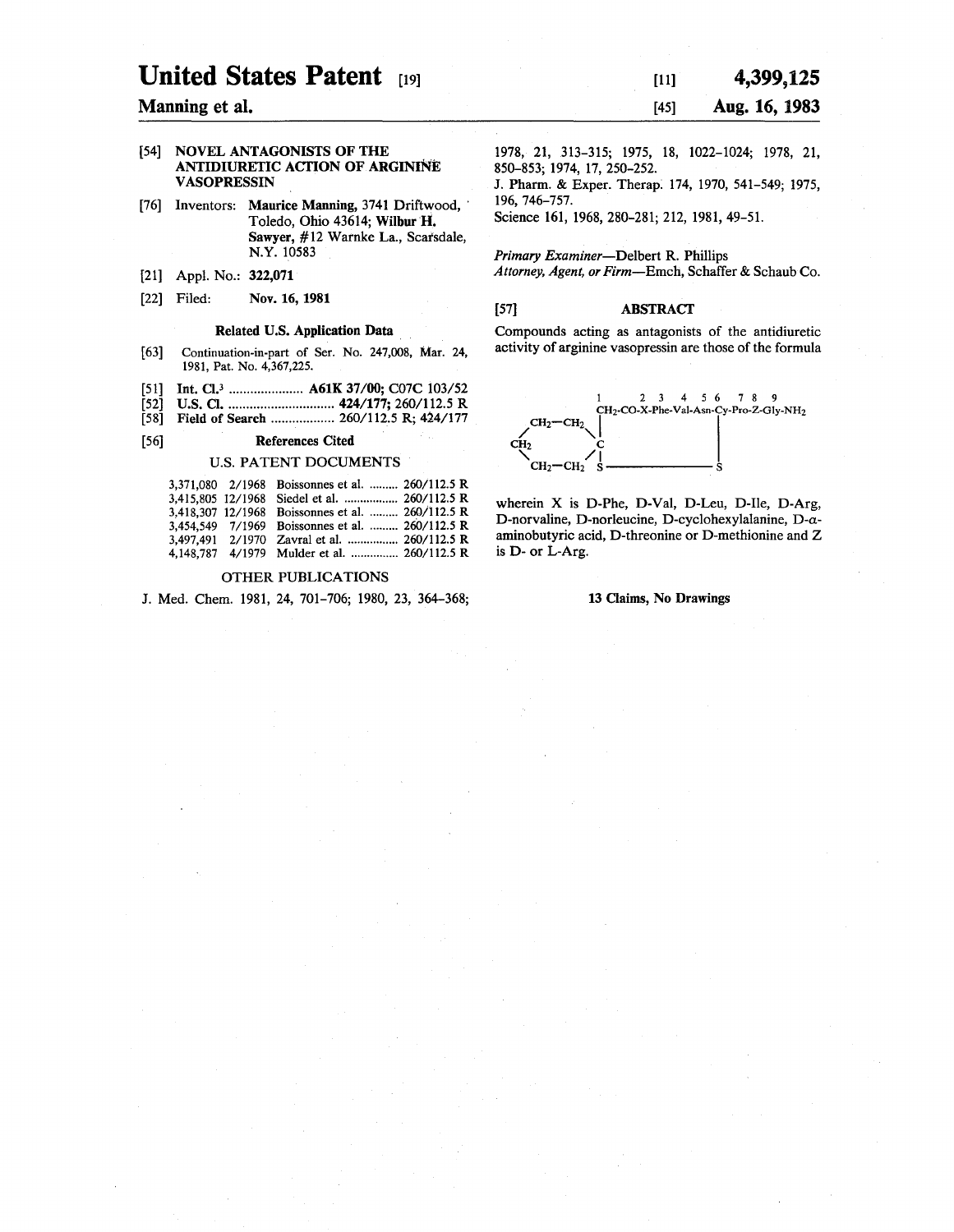# United States Patent [19]

**Manning et al.**

[11] **4,399,125**

[45] **Aug. 16, 1983**

[54] **NOVEL ANTAGONISTS OF THE ANTIDIURETIC ACTION OF ARGININE VASOPRESSIN**

[76] Inventors: **Maurice Manning**, 3741 Driftwood, Toledo, Ohio 43614; **Wilbur H. Sawyer**, #12 Warnke La., Scarsdale, N.Y. 10583

[21] Appl. No.: **322,071**

[22] Filed: **Nov. 16, 1981**

### Related U.S. Application Data

[63] Continuation-in-part of Ser. No. 247,008, Mar. 24, 1981, Pat. No. 4,367,225.

[51] **Int. Cl.**[3] .................... **A61K 37/00; C07C 103/52**

[52] **U.S. Cl.** .............................. **424/177;** 260/112.5 R

[58] **Field of Search** .................. 260/112.5 R; 424/177

[56] **References Cited**

U.S. PATENT DOCUMENTS

| | | | |
|---|---|---|---|
| 3,371,080 | 2/1968 | Boissonnes et al. | 260/112.5 R |
| 3,415,805 | 12/1968 | Siedel et al. | 260/112.5 R |
| 3,418,307 | 12/1968 | Boissonnes et al. | 260/112.5 R |
| 3,454,549 | 7/1969 | Boissonnes et al. | 260/112.5 R |
| 3,497,491 | 2/1970 | Zavral et al. | 260/112.5 R |
| 4,148,787 | 4/1979 | Mulder et al. | 260/112.5 R |

OTHER PUBLICATIONS

J. Med. Chem. 1981, 24, 701–706; 1980, 23, 364–368; 1978, 21, 313–315; 1975, 18, 1022–1024; 1978, 21, 850–853; 1974, 17, 250–252.

J. Pharm. & Exper. Therap. 174, 1970, 541–549; 1975, 196, 746–757.

Science 161, 1968, 280–281; 212, 1981, 49–51.

*Primary Examiner*—Delbert R. Phillips

*Attorney, Agent, or Firm*—Emch, Schaffer & Schaub Co.

[57] **ABSTRACT**

Compounds acting as antagonists of the antidiuretic activity of arginine vasopressin are those of the formula

```
             1      2   3   4   5  6    7  8   9
            CH2-CO-X-Phe-Val-Asn-Cy-Pro-Z-Gly-NH2
   CH2—CH2 |                     |
  /        \|                     |
CH2         C                     |
  \        /|                     |
   CH2—CH2  S ------------------- S
```

wherein X is D-Phe, D-Val, D-Leu, D-Ile, D-Arg, D-norvaline, D-norleucine, D-cyclohexylalanine, D-α-aminobutyric acid, D-threonine or D-methionine and Z is D- or L-Arg.

**13 Claims, No Drawings**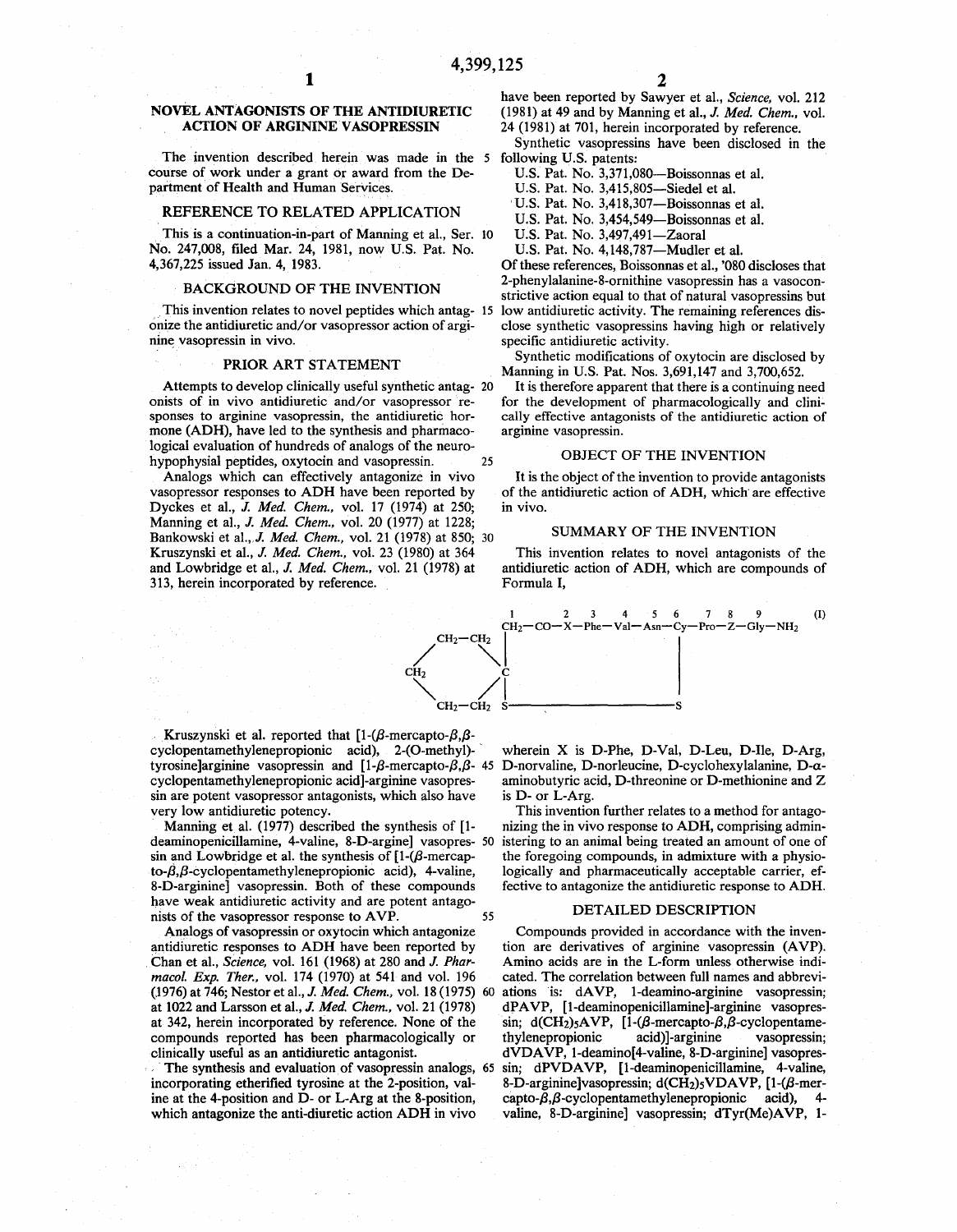# NOVEL ANTAGONISTS OF THE ANTIDIURETIC ACTION OF ARGININE VASOPRESSIN

The invention described herein was made in the course of work under a grant or award from the Department of Health and Human Services.

## REFERENCE TO RELATED APPLICATION

This is a continuation-in-part of Manning et al., Ser. No. 247,008, filed Mar. 24, 1981, now U.S. Pat. No. 4,367,225 issued Jan. 4, 1983.

## BACKGROUND OF THE INVENTION

This invention relates to novel peptides which antagonize the antidiuretic and/or vasopressor action of arginine vasopressin in vivo.

## PRIOR ART STATEMENT

Attempts to develop clinically useful synthetic antagonists of in vivo antidiuretic and/or vasopressor responses to arginine vasopressin, the antidiuretic hormone (ADH), have led to the synthesis and pharmacological evaluation of hundreds of analogs of the neurohypophysial peptides, oxytocin and vasopressin.

Analogs which can effectively antagonize in vivo vasopressor responses to ADH have been reported by Dyckes et al., *J. Med. Chem.*, vol. 17 (1974) at 250; Manning et al., *J. Med. Chem.*, vol. 20 (1977) at 1228; Bankowski et al., *J. Med. Chem.*, vol. 21 (1978) at 850; Kruszynski et al., *J. Med. Chem.*, vol. 23 (1980) at 364 and Lowbridge et al., *J. Med. Chem.*, vol. 21 (1978) at 313, herein incorporated by reference.

Kruszynski et al. reported that [1-(β-mercapto-β,β-cyclopentamethylenepropionic acid), 2-(O-methyl)-tyrosine]arginine vasopressin and [1-β-mercapto-β,β-cyclopentamethylenepropionic acid]-arginine vasopressin are potent vasopressor antagonists, which also have very low antidiuretic potency.

Manning et al. (1977) described the synthesis of [1-deaminopenicillamine, 4-valine, 8-D-argine] vasopressin and Lowbridge et al. the synthesis of [1-(β-mercapto-β,β-cyclopentamethylenepropionic acid), 4-valine, 8-D-arginine] vasopressin. Both of these compounds have weak antidiuretic activity and are potent antagonists of the vasopressor response to AVP.

Analogs of vasopressin or oxytocin which antagonize antidiuretic responses to ADH have been reported by Chan et al., *Science*, vol. 161 (1968) at 280 and *J. Pharmacol. Exp. Ther.*, vol. 174 (1970) at 541 and vol. 196 (1976) at 746; Nestor et al., *J. Med. Chem.*, vol. 18 (1975) at 1022 and Larsson et al., *J. Med. Chem.*, vol. 21 (1978) at 342, herein incorporated by reference. None of the compounds reported has been pharmacologically or clinically useful as an antidiuretic antagonist.

The synthesis and evaluation of vasopressin analogs, incorporating etherified tyrosine at the 2-position, valine at the 4-position and D- or L-Arg at the 8-position, which antagonize the anti-diuretic action ADH in vivo have been reported by Sawyer et al., *Science*, vol. 212 (1981) at 49 and by Manning et al., *J. Med. Chem.*, vol. 24 (1981) at 701, herein incorporated by reference.

Synthetic vasopressins have been disclosed in the following U.S. patents:

- U.S. Pat. No. 3,371,080—Boissonnas et al.
- U.S. Pat. No. 3,415,805—Siedel et al.
- U.S. Pat. No. 3,418,307—Boissonnas et al.
- U.S. Pat. No. 3,454,549—Boissonnas et al.
- U.S. Pat. No. 3,497,491—Zaoral
- U.S. Pat. No. 4,148,787—Mudler et al.

Of these references, Boissonnas et al., '080 discloses that 2-phenylalanine-8-ornithine vasopressin has a vasoconstrictive action equal to that of natural vasopressins but low antidiuretic activity. The remaining references disclose synthetic vasopressins having high or relatively specific antidiuretic activity.

Synthetic modifications of oxytocin are disclosed by Manning in U.S. Pat. Nos. 3,691,147 and 3,700,652.

It is therefore apparent that there is a continuing need for the development of pharmacologically and clinically effective antagonists of the antidiuretic action of arginine vasopressin.

## OBJECT OF THE INVENTION

It is the object of the invention to provide antagonists of the antidiuretic action of ADH, which are effective in vivo.

## SUMMARY OF THE INVENTION

This invention relates to novel antagonists of the antidiuretic action of ADH, which are compounds of Formula I,

```
                        1      2   3   4   5   6   7   8   9        (I)
                        CH2—CO—X—Phe—Val—Asn—Cy—Pro—Z—Gly—NH2
         CH2—CH2       |                         |
        /       \      |                         |
     CH2         C                               |
        \       /      |                         |
         CH2—CH2       S—————————————————————————S
```

wherein X is D-Phe, D-Val, D-Leu, D-Ile, D-Arg, D-norvaline, D-norleucine, D-cyclohexylalanine, D-α-aminobutyric acid, D-threonine or D-methionine and Z is D- or L-Arg.

This invention further relates to a method for antagonizing the in vivo response to ADH, comprising administering to an animal being treated an amount of one of the foregoing compounds, in admixture with a physiologically and pharmaceutically acceptable carrier, effective to antagonize the antidiuretic response to ADH.

## DETAILED DESCRIPTION

Compounds provided in accordance with the invention are derivatives of arginine vasopressin (AVP). Amino acids are in the L-form unless otherwise indicated. The correlation between full names and abbreviations is: dAVP, 1-deamino-arginine vasopressin; dPAVP, [1-deaminopenicillamine]-arginine vasopressin; $d(CH_2)_5AVP$, [1-(β-mercapto-β,β-cyclopentamethylenepropionic acid)]-arginine vasopressin; dVDAVP, 1-deamino[4-valine, 8-D-arginine] vasopressin; dPVDAVP, [1-deaminopenicillamine, 4-valine, 8-D-arginine]vasopressin; $d(CH_2)_5VDAVP$, [1-(β-mercapto-β,β-cyclopentamethylenepropionic acid), 4-valine, 8-D-arginine] vasopressin; dTyr(Me)AVP, 1-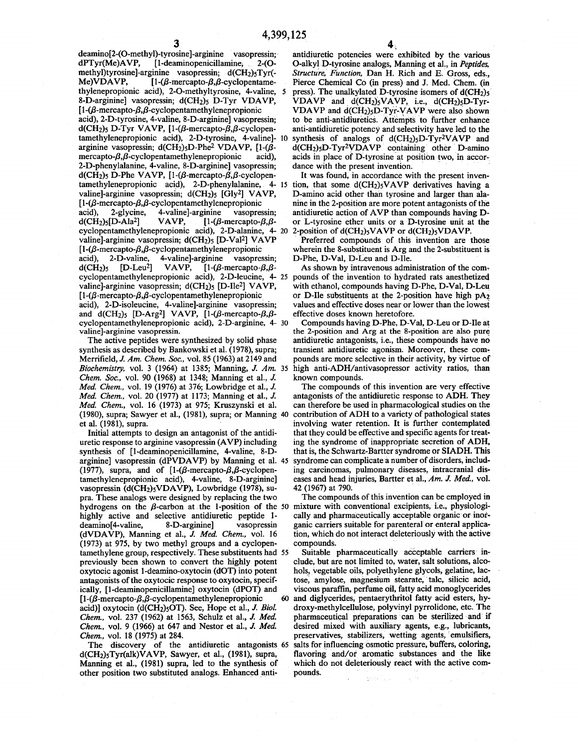deamino[2-(O-methyl)-tyrosine]-arginine vasopressin; dPTyr(Me)AVP, [1-deaminopenicillamine, 2-(O-methyl)tyrosine]-arginine vasopressin; $d(CH_2)_5$Tyr(-Me)VDAVP, [1-(β-mercapto-β,β-cyclopentamethylenepropionic acid), 2-O-methyltyrosine, 4-valine, 8-D-arginine] vasopressin; $d(CH_2)_5$ D-Tyr VDAVP, [1-(β-mercapto-β,β-cyclopentamethylenepropionic acid), 2-D-tyrosine, 4-valine, 8-D-arginine] vasopressin; $d(CH_2)_5$ D-Tyr VAVP, [1-(β-mercapto-β,β-cyclopentamethylenepropionic acid), 2-D-tyrosine, 4-valine]-arginine vasopressin; $d(CH_2)_5$D-Phe$^2$ VDAVP, [1-(β-mercapto-β,β-cyclopentamethylenepropionic acid), 2-D-phenylalanine, 4-valine, 8-D-arginine] vasopressin; $d(CH_2)_5$ D-Phe VAVP, [1-(β-mercapto-β,β-cyclopentamethylenepropionic acid), 2-D-phenylalanine, 4-valine]-arginine vasopressin; $d(CH_2)_5$ [Gly$^2$] VAVP, [1-(β-mercapto-β,β-cyclopentamethylenepropionic acid), 2-glycine, 4-valine]-arginine vasopressin; $d(CH_2)_5$[D-Ala$^2$] VAVP, [1-(β-mercapto-β,β-cyclopentamethylenepropionic acid), 2-D-alanine, 4-valine]-arginine vasopressin; $d(CH_2)_5$ [D-Val$^2$] VAVP [1-(β-mercapto-β,β-cyclopentamethylenepropionic acid), 2-D-valine, 4-valine]-arginine vasopressin; $d(CH_2)_5$ [D-Leu$^2$] VAVP, [1-(β-mercapto-β,β-cyclopentamethylenepropionic acid), 2-D-leucine, 4-valine]-arginine vasopressin; $d(CH_2)_5$ [D-Ile$^2$] VAVP, [1-(β-mercapto-β,β-cyclopentamethylenepropionic acid), 2-D-isoleucine, 4-valine]-arginine vasopressin; and $d(CH_2)_5$ [D-Arg$^2$] VAVP, [1-(β-mercapto-β,β-cyclopentamethylenepropionic acid), 2-D-arginine, 4-valine]-arginine vasopressin.

The active peptides were synthesized by solid phase synthesis as described by Bankowski et al. (1978), supra; Merrifield, *J. Am. Chem. Soc.*, vol. 85 (1963) at 2149 and *Biochemistry*, vol. 3 (1964) at 1385; Manning, *J. Am. Chem. Soc.*, vol. 90 (1968) at 1348; Manning et al., *J. Med. Chem.*, vol. 19 (1976) at 376; Lowbridge et al., *J. Med. Chem.*, vol. 20 (1977) at 1173; Manning et al., *J. Med. Chem.*, vol. 16 (1973) at 975; Kruszynski et al. (1980), supra; Sawyer et al., (1981), supra; or Manning et al. (1981), supra.

Initial attempts to design an antagonist of the antidiuretic response to arginine vasopressin (AVP) including synthesis of [1-deaminopenicillamine, 4-valine, 8-D-arginine] vasopressin (dPVDAVP) by Manning et al. (1977), supra, and of [1-(β-mercapto-β,β-cyclopentamethylenepropionic acid), 4-valine, 8-D-arginine] vasopressin ($d(CH_2)_5$VDAVP), Lowbridge (1978), supra. These analogs were designed by replacing the two hydrogens on the β-carbon at the 1-position of the highly active and selective antidiuretic peptide 1-deamino[4-valine, 8-D-arginine] vasopressin (dVDAVP), Manning et al., *J. Med. Chem.*, vol. 16 (1973) at 975, by two methyl groups and a cyclopentamethylene group, respectively. These substituents had previously been shown to convert the highly potent oxytocic agonist 1-deamino-oxytocin (dOT) into potent antagonists of the oxytocic response to oxytocin, specifically, [1-deaminopenicillamine] oxytocin (dPOT) and [1-(β-mercapto-β,β-cyclopentamethylenepropionic acid)] oxytocin ($d(CH_2)_5$OT). See, Hope et al., *J. Biol. Chem.*, vol. 237 (1962) at 1563, Schulz et al., *J. Med. Chem.*, vol. 9 (1966) at 647 and Nestor et al., *J. Med. Chem.*, vol. 18 (1975) at 284.

The discovery of the antidiuretic antagonists $d(CH_2)_5$Tyr(alk)VAVP, Sawyer, et al., (1981), supra, Manning et al., (1981) supra, led to the synthesis of other position two substituted analogs. Enhanced antiantidiuretic potencies were exhibited by the various O-alkyl D-tyrosine analogs, Manning et al., in *Peptides, Structure, Function*, Dan H. Rich and E. Gross, eds., Pierce Chemical Co (in press) and J. Med. Chem. (in press). The unalkylated D-tyrosine isomers of $d(CH_2)_5$ VDAVP and $d(CH_2)_5$VAVP, i.e., $d(CH_2)_5$D-Tyr-VDAVP and $d(CH_2)_5$D-Tyr-VAVP were also shown to be anti-antidiuretics. Attempts to further enhance anti-antidiuretic potency and selectivity have led to the synthesis of analogs of $d(CH_2)_5$D-Tyr$^2$VAVP and $d(CH_2)_5$D-Tyr$^2$VDAVP containing other D-amino acids in place of D-tyrosine at position two, in accordance with the present invention.

It was found, in accordance with the present invention, that some $d(CH_2)_5$VAVP derivatives having a D-amino acid other than tyrosine and larger than alanine in the 2-position are more potent antagonists of the antidiuretic action of AVP than compounds having D- or L-tyrosine ether units or a D-tyrosine unit at the 2-position of $d(CH_2)_5$VAVP or $d(CH_2)_5$VDAVP.

Preferred compounds of this invention are those wherein the 8-substituent is Arg and the 2-substituent is D-Phe, D-Val, D-Leu and D-Ile.

As shown by intravenous administration of the compounds of the invention to hydrated rats anesthetized with ethanol, compounds having D-Phe, D-Val, D-Leu or D-Ile substituents at the 2-position have high $pA_2$ values and effective doses near or lower than the lowest effective doses known heretofore.

Compounds having D-Phe, D-Val, D-Leu or D-Ile at the 2-position and Arg at the 8-position are also pure antidiuretic antagonists, i.e., these compounds have no transient antidiuretic agonism. Moreover, these compounds are more selective in their activity, by virtue of high anti-ADH/antivasopressor activity ratios, than known compounds.

The compounds of this invention are very effective antagonists of the antidiuretic response to ADH. They can therefore be used in pharmacological studies on the contribution of ADH to a variety of pathological states involving water retention. It is further contemplated that they could be effective and specific agents for treating the syndrome of inappropriate secretion of ADH, that is, the Schwartz-Bartter syndrome or SIADH. This syndrome can complicate a number of disorders, including carcinomas, pulmonary diseases, intracranial diseases and head injuries, Bartter et al., *Am. J. Med.*, vol. 42 (1967) at 790.

The compounds of this invention can be employed in mixture with conventional excipients, i.e., physiologically and pharmaceutically acceptable organic or inorganic carriers suitable for parenteral or enteral application, which do not interact deleteriously with the active compounds.

Suitable pharmaceutically acceptable carriers include, but are not limited to, water, salt solutions, alcohols, vegetable oils, polyethylene glycols, gelatine, lactose, amylose, magnesium stearate, talc, silicic acid, viscous paraffin, perfume oil, fatty acid monoglycerides and diglycerides, pentaerythritol fatty acid esters, hydroxy-methylcellulose, polyvinyl pyrrolidone, etc. The pharmaceutical preparations can be sterilized and if desired mixed with auxiliary agents, e.g., lubricants, preservatives, stabilizers, wetting agents, emulsifiers, salts for influencing osmotic pressure, buffers, coloring, flavoring and/or aromatic substances and the like which do not deleteriously react with the active compounds.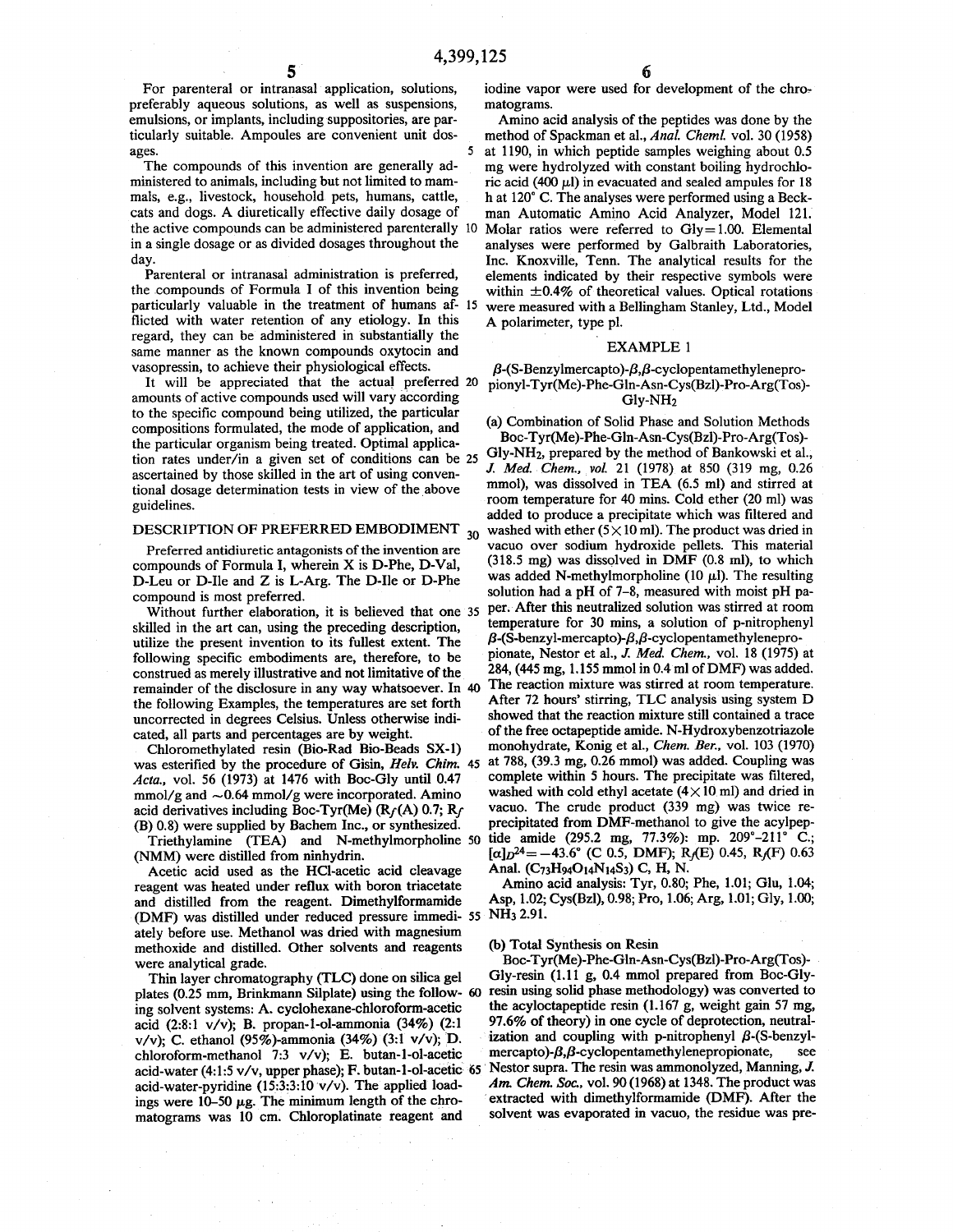For parenteral or intranasal application, solutions, preferably aqueous solutions, as well as suspensions, emulsions, or implants, including suppositories, are particularly suitable. Ampoules are convenient unit dosages.

The compounds of this invention are generally administered to animals, including but not limited to mammals, e.g., livestock, household pets, humans, cattle, cats and dogs. A diuretically effective daily dosage of the active compounds can be administered parenterally in a single dosage or as divided dosages throughout the day.

Parenteral or intranasal administration is preferred, the compounds of Formula I of this invention being particularly valuable in the treatment of humans afflicted with water retention of any etiology. In this regard, they can be administered in substantially the same manner as the known compounds oxytocin and vasopressin, to achieve their physiological effects.

It will be appreciated that the actual preferred amounts of active compounds used will vary according to the specific compound being utilized, the particular compositions formulated, the mode of application, and the particular organism being treated. Optimal application rates under/in a given set of conditions can be ascertained by those skilled in the art of using conventional dosage determination tests in view of the above guidelines.

## DESCRIPTION OF PREFERRED EMBODIMENT

Preferred antidiuretic antagonists of the invention are compounds of Formula I, wherein X is D-Phe, D-Val, D-Leu or D-Ile and Z is L-Arg. The D-Ile or D-Phe compound is most preferred.

Without further elaboration, it is believed that one skilled in the art can, using the preceding description, utilize the present invention to its fullest extent. The following specific embodiments are, therefore, to be construed as merely illustrative and not limitative of the remainder of the disclosure in any way whatsoever. In the following Examples, the temperatures are set forth uncorrected in degrees Celsius. Unless otherwise indicated, all parts and percentages are by weight.

Chloromethylated resin (Bio-Rad Bio-Beads SX-1) was esterified by the procedure of Gisin, *Helv. Chim. Acta.*, vol. 56 (1973) at 1476 with Boc-Gly until 0.47 mmol/g and ~0.64 mmol/g were incorporated. Amino acid derivatives including Boc-Tyr(Me) ($R_f$(A) 0.7; $R_f$ (B) 0.8) were supplied by Bachem Inc., or synthesized.

Triethylamine (TEA) and N-methylmorpholine (NMM) were distilled from ninhydrin.

Acetic acid used as the HCl-acetic acid cleavage reagent was heated under reflux with boron triacetate and distilled from the reagent. Dimethylformamide (DMF) was distilled under reduced pressure immediately before use. Methanol was dried with magnesium methoxide and distilled. Other solvents and reagents were analytical grade.

Thin layer chromatography (TLC) done on silica gel plates (0.25 mm, Brinkmann Silplate) using the following solvent systems: A. cyclohexane-chloroform-acetic acid (2:8:1 v/v); B. propan-1-ol-ammonia (34%) (2:1 v/v); C. ethanol (95%)-ammonia (34%) (3:1 v/v); D. chloroform-methanol 7:3 v/v); E. butan-1-ol-acetic acid-water (4:1:5 v/v, upper phase); F. butan-1-ol-acetic acid-water-pyridine (15:3:3:10 v/v). The applied loadings were 10–50 μg. The minimum length of the chromatograms was 10 cm. Chloroplatinate reagent and iodine vapor were used for development of the chromatograms.

Amino acid analysis of the peptides was done by the method of Spackman et al., *Anal. Chem*l. vol. 30 (1958) at 1190, in which peptide samples weighing about 0.5 mg were hydrolyzed with constant boiling hydrochloric acid (400 μl) in evacuated and sealed ampules for 18 h at 120° C. The analyses were performed using a Beckman Automatic Amino Acid Analyzer, Model 121. Molar ratios were referred to Gly=1.00. Elemental analyses were performed by Galbraith Laboratories, Inc. Knoxville, Tenn. The analytical results for the elements indicated by their respective symbols were within ±0.4% of theoretical values. Optical rotations were measured with a Bellingham Stanley, Ltd., Model A polarimeter, type pl.

## EXAMPLE 1

### β-(S-Benzylmercapto)-β,β-cyclopentamethylenepropionyl-Tyr(Me)-Phe-Gln-Asn-Cys(Bzl)-Pro-Arg(Tos)-Gly-$NH_2$

(a) Combination of Solid Phase and Solution Methods

Boc-Tyr(Me)-Phe-Gln-Asn-Cys(Bzl)-Pro-Arg(Tos)-Gly-$NH_2$, prepared by the method of Bankowski et al., *J. Med. Chem.*, *vol.* 21 (1978) at 850 (319 mg, 0.26 mmol), was dissolved in TEA (6.5 ml) and stirred at room temperature for 40 mins. Cold ether (20 ml) was added to produce a precipitate which was filtered and washed with ether (5×10 ml). The product was dried in vacuo over sodium hydroxide pellets. This material (318.5 mg) was dissolved in DMF (0.8 ml), to which was added N-methylmorpholine (10 μl). The resulting solution had a pH of 7–8, measured with moist pH paper. After this neutralized solution was stirred at room temperature for 30 mins, a solution of p-nitrophenyl β-(S-benzyl-mercapto)-β,β-cyclopentamethylenepropionate, Nestor et al., *J. Med. Chem.*, vol. 18 (1975) at 284, (445 mg, 1.155 mmol in 0.4 ml of DMF) was added. The reaction mixture was stirred at room temperature. After 72 hours' stirring, TLC analysis using system D showed that the reaction mixture still contained a trace of the free octapeptide amide. N-Hydroxybenzotriazole monohydrate, Konig et al., *Chem. Ber.*, vol. 103 (1970) at 788, (39.3 mg, 0.26 mmol) was added. Coupling was complete within 5 hours. The precipitate was filtered, washed with cold ethyl acetate (4×10 ml) and dried in vacuo. The crude product (339 mg) was twice reprecipitated from DMF-methanol to give the acylpeptide amide (295.2 mg, 77.3%): mp. 209°–211° C.; $[\alpha]_D^{24}=-43.6°$ (C 0.5, DMF); $R_f$(E) 0.45, $R_f$(F) 0.63 Anal. ($C_{73}H_{94}O_{14}N_{14}S_3$) C, H, N.

Amino acid analysis: Tyr, 0.80; Phe, 1.01; Glu, 1.04; Asp, 1.02; Cys(Bzl), 0.98; Pro, 1.06; Arg, 1.01; Gly, 1.00; $NH_3$ 2.91.

(b) Total Synthesis on Resin

Boc-Tyr(Me)-Phe-Gln-Asn-Cys(Bzl)-Pro-Arg(Tos)-Gly-resin (1.11 g, 0.4 mmol prepared from Boc-Gly-resin using solid phase methodology) was converted to the acyloctapeptide resin (1.167 g, weight gain 57 mg, 97.6% of theory) in one cycle of deprotection, neutralization and coupling with p-nitrophenyl β-(S-benzyl-mercapto)-β,β-cyclopentamethylenepropionate, see Nestor supra. The resin was ammonolyzed, Manning, *J. Am. Chem. Soc.*, vol. 90 (1968) at 1348. The product was extracted with dimethylformamide (DMF). After the solvent was evaporated in vacuo, the residue was pre-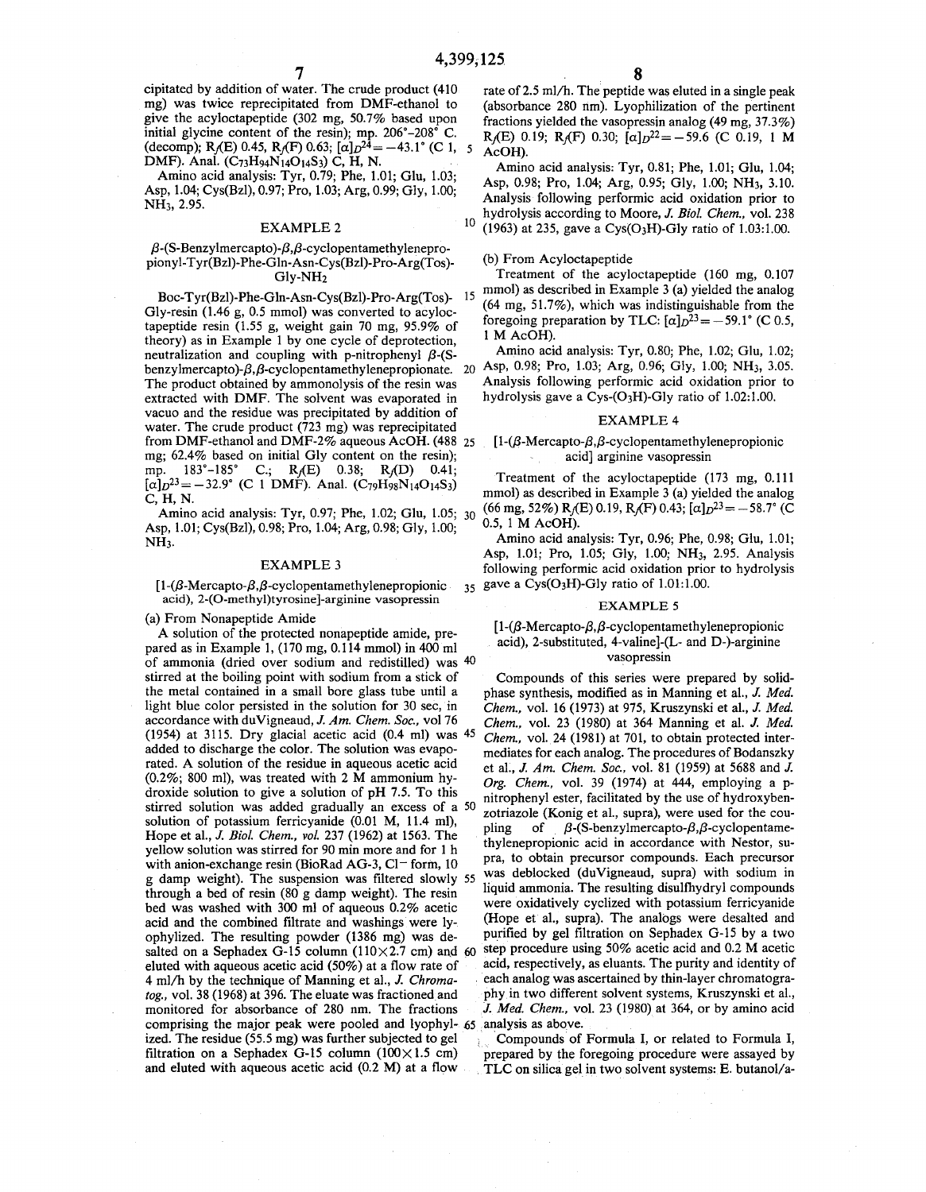cipitated by addition of water. The crude product (410 mg) was twice reprecipitated from DMF-ethanol to give the acyloctapeptide (302 mg, 50.7% based upon initial glycine content of the resin); mp. 206°-208° C. (decomp); $R_f$(E) 0.45, $R_f$(F) 0.63; $[\alpha]_D^{24} = -43.1°$ (C 1, DMF). Anal. ($C_{73}H_{94}N_{14}O_{14}S_3$) C, H, N.

Amino acid analysis: Tyr, 0.79; Phe, 1.01; Glu, 1.03; Asp, 1.04; Cys(Bzl), 0.97; Pro, 1.03; Arg, 0.99; Gly, 1.00; $NH_3$, 2.95.

## EXAMPLE 2

### β-(S-Benzylmercapto)-β,β-cyclopentamethylenepropionyl-Tyr(Bzl)-Phe-Gln-Asn-Cys(Bzl)-Pro-Arg(Tos)-Gly-$NH_2$

Boc-Tyr(Bzl)-Phe-Gln-Asn-Cys(Bzl)-Pro-Arg(Tos)-Gly-resin (1.46 g, 0.5 mmol) was converted to acyloctapeptide resin (1.55 g, weight gain 70 mg, 95.9% of theory) as in Example 1 by one cycle of deprotection, neutralization and coupling with p-nitrophenyl β-(S-benzylmercapto)-β,β-cyclopentamethylenepropionate. The product obtained by ammonolysis of the resin was extracted with DMF. The solvent was evaporated in vacuo and the residue was precipitated by addition of water. The crude product (723 mg) was reprecipitated from DMF-ethanol and DMF-2% aqueous AcOH. (488 mg; 62.4% based on initial Gly content on the resin); mp. 183°-185° C.; $R_f$(E) 0.38; $R_f$(D) 0.41; $[\alpha]_D^{23} = -32.9°$ (C 1 DMF). Anal. ($C_{79}H_{98}N_{14}O_{14}S_3$) C, H, N.

Amino acid analysis: Tyr, 0.97; Phe, 1.02; Glu, 1.05; Asp, 1.01; Cys(Bzl), 0.98; Pro, 1.04; Arg, 0.98; Gly, 1.00; $NH_3$.

## EXAMPLE 3

### [1-(β-Mercapto-β,β-cyclopentamethylenepropionic acid), 2-(O-methyl)tyrosine]-arginine vasopressin

(a) From Nonapeptide Amide

A solution of the protected nonapeptide amide, prepared as in Example 1, (170 mg, 0.114 mmol) in 400 ml of ammonia (dried over sodium and redistilled) was stirred at the boiling point with sodium from a stick of the metal contained in a small bore glass tube until a light blue color persisted in the solution for 30 sec, in accordance with duVigneaud, *J. Am. Chem. Soc.*, vol 76 (1954) at 3115. Dry glacial acetic acid (0.4 ml) was added to discharge the color. The solution was evaporated. A solution of the residue in aqueous acetic acid (0.2%; 800 ml), was treated with 2 M ammonium hydroxide solution to give a solution of pH 7.5. To this stirred solution was added gradually an excess of a solution of potassium ferricyanide (0.01 M, 11.4 ml), Hope et al., *J. Biol. Chem., vol.* 237 (1962) at 1563. The yellow solution was stirred for 90 min more and for 1 h with anion-exchange resin (BioRad AG-3, $Cl^-$ form, 10 g damp weight). The suspension was filtered slowly through a bed of resin (80 g damp weight). The resin bed was washed with 300 ml of aqueous 0.2% acetic acid and the combined filtrate and washings were lyophylized. The resulting powder (1386 mg) was desalted on a Sephadex G-15 column (110×2.7 cm) and eluted with aqueous acetic acid (50%) at a flow rate of 4 ml/h by the technique of Manning et al., *J. Chromatog.*, vol. 38 (1968) at 396. The eluate was fractioned and monitored for absorbance of 280 nm. The fractions comprising the major peak were pooled and lyophylized. The residue (55.5 mg) was further subjected to gel filtration on a Sephadex G-15 column (100×1.5 cm) and eluted with aqueous acetic acid (0.2 M) at a flow rate of 2.5 ml/h. The peptide was eluted in a single peak (absorbance 280 nm). Lyophilization of the pertinent fractions yielded the vasopressin analog (49 mg, 37.3%) $R_f$(E) 0.19; $R_f$(F) 0.30; $[\alpha]_D^{22} = -59.6$ (C 0.19, 1 M AcOH).

Amino acid analysis: Tyr, 0.81; Phe, 1.01; Glu, 1.04; Asp, 0.98; Pro, 1.04; Arg, 0.95; Gly, 1.00; $NH_3$, 3.10. Analysis following performic acid oxidation prior to hydrolysis according to Moore, *J. Biol. Chem.*, vol. 238 (1963) at 235, gave a Cys($O_3H$)-Gly ratio of 1.03:1.00.

(b) From Acyloctapeptide

Treatment of the acyloctapeptide (160 mg, 0.107 mmol) as described in Example 3 (a) yielded the analog (64 mg, 51.7%), which was indistinguishable from the foregoing preparation by TLC: $[\alpha]_D^{23} = -59.1°$ (C 0.5, 1 M AcOH).

Amino acid analysis: Tyr, 0.80; Phe, 1.02; Glu, 1.02; Asp, 0.98; Pro, 1.03; Arg, 0.96; Gly, 1.00; $NH_3$, 3.05. Analysis following performic acid oxidation prior to hydrolysis gave a Cys-($O_3H$)-Gly ratio of 1.02:1.00.

## EXAMPLE 4

### [1-(β-Mercapto-β,β-cyclopentamethylenepropionic acid] arginine vasopressin

Treatment of the acyloctapeptide (173 mg, 0.111 mmol) as described in Example 3 (a) yielded the analog (66 mg, 52%) $R_f$(E) 0.19, $R_f$(F) 0.43; $[\alpha]_D^{23} = -58.7°$ (C 0.5, 1 M AcOH).

Amino acid analysis: Tyr, 0.96; Phe, 0.98; Glu, 1.01; Asp, 1.01; Pro, 1.05; Gly, 1.00; $NH_3$, 2.95. Analysis following performic acid oxidation prior to hydrolysis gave a Cys($O_3H$)-Gly ratio of 1.01:1.00.

## EXAMPLE 5

### [1-(β-Mercapto-β,β-cyclopentamethylenepropionic acid), 2-substituted, 4-valine]-(L- and D-)-arginine vasopressin

Compounds of this series were prepared by solid-phase synthesis, modified as in Manning et al., *J. Med. Chem.*, vol. 16 (1973) at 975, Kruszynski et al., *J. Med. Chem.*, vol. 23 (1980) at 364 Manning et al. *J. Med. Chem.*, vol. 24 (1981) at 701, to obtain protected intermediates for each analog. The procedures of Bodanszky et al., *J. Am. Chem. Soc.*, vol. 81 (1959) at 5688 and *J. Org. Chem.*, vol. 39 (1974) at 444, employing a p-nitrophenyl ester, facilitated by the use of hydroxybenzotriazole (Konig et al., supra), were used for the coupling of β-(S-benzylmercapto-β,β-cyclopentamethylenepropionic acid in accordance with Nestor, supra, to obtain precursor compounds. Each precursor was deblocked (duVigneaud, supra) with sodium in liquid ammonia. The resulting disulfhydryl compounds were oxidatively cyclized with potassium ferricyanide (Hope et al., supra). The analogs were desalted and purified by gel filtration on Sephadex G-15 by a two step procedure using 50% acetic acid and 0.2 M acetic acid, respectively, as eluants. The purity and identity of each analog was ascertained by thin-layer chromatography in two different solvent systems, Kruszynski et al., *J. Med. Chem.*, vol. 23 (1980) at 364, or by amino acid analysis as above.

Compounds of Formula I, or related to Formula I, prepared by the foregoing procedure were assayed by TLC on silica gel in two solvent systems: E. butanol/a-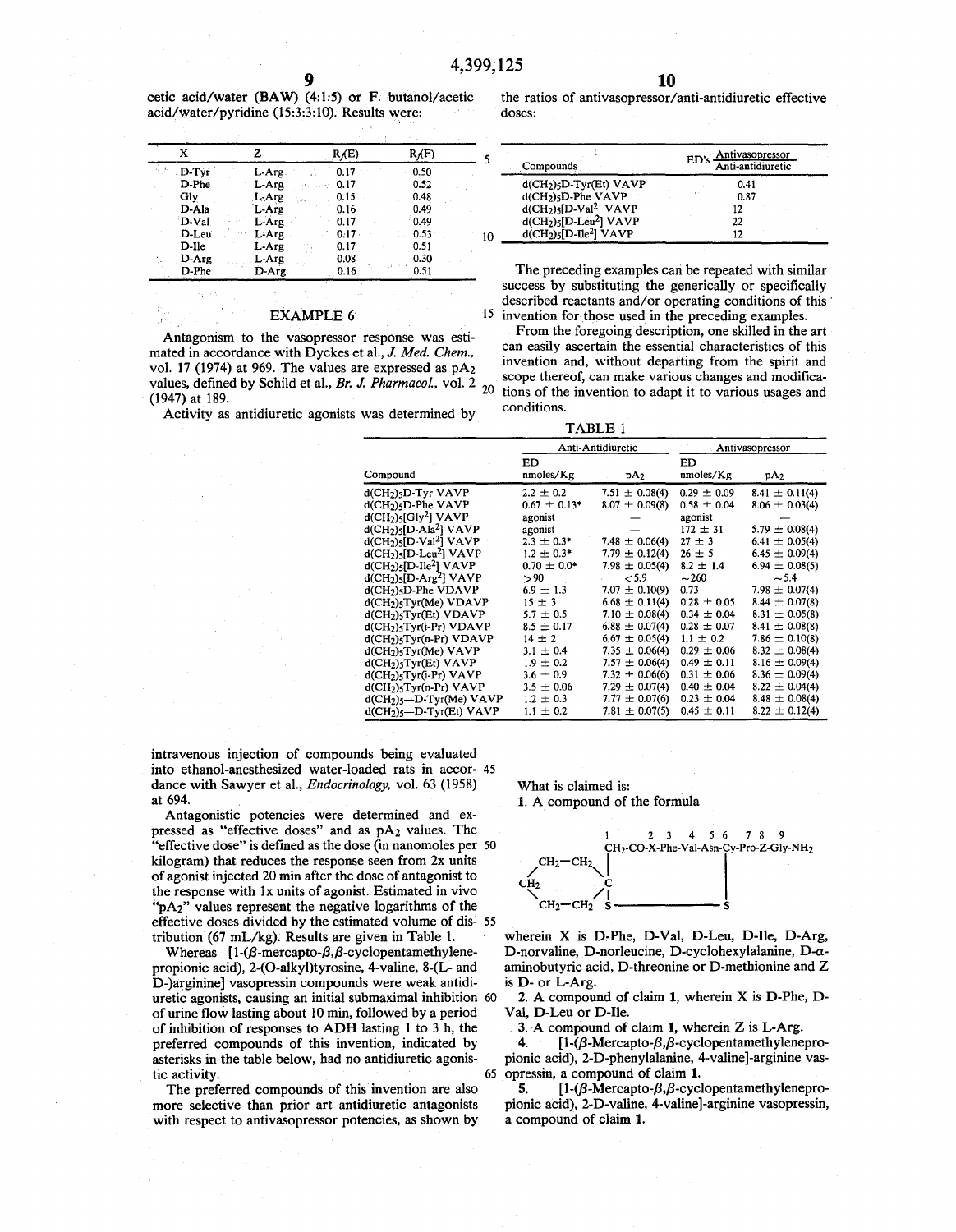cetic acid/water (BAW) (4:1:5) or F. butanol/acetic acid/water/pyridine (15:3:3:10). Results were:

| X | Z | $R_f(E)$ | $R_f(F)$ |
|---|---|---|---|
| D-Tyr | L-Arg | 0.17 | 0.50 |
| D-Phe | L-Arg | 0.17 | 0.52 |
| Gly | L-Arg | 0.15 | 0.48 |
| D-Ala | L-Arg | 0.16 | 0.49 |
| D-Val | L-Arg | 0.17 | 0.49 |
| D-Leu | L-Arg | 0.17 | 0.53 |
| D-Ile | L-Arg | 0.17 | 0.51 |
| D-Arg | L-Arg | 0.08 | 0.30 |
| D-Phe | D-Arg | 0.16 | 0.51 |

## EXAMPLE 6

Antagonism to the vasopressor response was estimated in accordance with Dyckes et al., *J. Med. Chem.*, vol. 17 (1974) at 969. The values are expressed as $pA_2$ values, defined by Schild et al., *Br. J. Pharmacol.*, vol. 2 (1947) at 189.

Activity as antidiuretic agonists was determined by intravenous injection of compounds being evaluated into ethanol-anesthesized water-loaded rats in accordance with Sawyer et al., *Endocrinology*, vol. 63 (1958) at 694.

Antagonistic potencies were determined and expressed as "effective doses" and as $pA_2$ values. The "effective dose" is defined as the dose (in nanomoles per kilogram) that reduces the response seen from 2x units of agonist injected 20 min after the dose of antagonist to the response with 1x units of agonist. Estimated in vivo "$pA_2$" values represent the negative logarithms of the effective doses divided by the estimated volume of distribution (67 mL/kg). Results are given in Table 1.

Whereas [1-(β-mercapto-β,β-cyclopentamethylenepropionic acid), 2-(O-alkyl)tyrosine, 4-valine, 8-(L- and D-)arginine] vasopressin compounds were weak antidiuretic agonists, causing an initial submaximal inhibition of urine flow lasting about 10 min, followed by a period of inhibition of responses to ADH lasting 1 to 3 h, the preferred compounds of this invention, indicated by asterisks in the table below, had no antidiuretic agonistic activity.

The preferred compounds of this invention are also more selective than prior art antidiuretic antagonists with respect to antivasopressor potencies, as shown by the ratios of antivasopressor/anti-antidiuretic effective doses:

| Compounds | ED's Antivasopressor / Anti-antidiuretic |
|---|---|
| $d(CH_2)_5$D-Tyr(Et) VAVP | 0.41 |
| $d(CH_2)_5$D-Phe VAVP | 0.87 |
| $d(CH_2)_5$[D-Val[2]] VAVP | 12 |
| $d(CH_2)_5$[D-Leu[2]] VAVP | 22 |
| $d(CH_2)_5$[D-Ile[2]] VAVP | 12 |

The preceding examples can be repeated with similar success by substituting the generically or specifically described reactants and/or operating conditions of this invention for those used in the preceding examples.

From the foregoing description, one skilled in the art can easily ascertain the essential characteristics of this invention and, without departing from the spirit and scope thereof, can make various changes and modifications of the invention to adapt it to various usages and conditions.

TABLE 1

| Compound | Anti-Antidiuretic ED nmoles/Kg | Anti-Antidiuretic $pA_2$ | Antivasopressor ED nmoles/Kg | Antivasopressor $pA_2$ |
|---|---|---|---|---|
| $d(CH_2)_5$D-Tyr VAVP | 2.2 ± 0.2 | 7.51 ± 0.08(4) | 0.29 ± 0.09 | 8.41 ± 0.11(4) |
| $d(CH_2)_5$D-Phe VAVP | 0.67 ± 0.13* | 8.07 ± 0.09(8) | 0.58 ± 0.04 | 8.06 ± 0.03(4) |
| $d(CH_2)_5$[Gly[2]] VAVP | agonist | — | agonist | — |
| $d(CH_2)_5$[D-Ala[2]] VAVP | agonist | — | 172 ± 31 | 5.79 ± 0.08(4) |
| $d(CH_2)_5$[D-Val[2]] VAVP | 2.3 ± 0.3* | 7.48 ± 0.06(4) | 27 ± 3 | 6.41 ± 0.05(4) |
| $d(CH_2)_5$[D-Leu[2]] VAVP | 1.2 ± 0.3* | 7.79 ± 0.12(4) | 26 ± 5 | 6.45 ± 0.09(4) |
| $d(CH_2)_5$[D-Ile[2]] VAVP | 0.70 ± 0.0* | 7.98 ± 0.05(4) | 8.2 ± 1.4 | 6.94 ± 0.08(5) |
| $d(CH_2)_5$[D-Arg[2]] VAVP | >90 | <5.9 | ~260 | ~5.4 |
| $d(CH_2)_5$D-Phe VDAVP | 6.9 ± 1.3 | 7.07 ± 0.10(9) | 0.73 | 7.98 ± 0.07(4) |
| $d(CH_2)_5$Tyr(Me) VDAVP | 15 ± 3 | 6.68 ± 0.11(4) | 0.28 ± 0.05 | 8.44 ± 0.07(8) |
| $d(CH_2)_5$Tyr(Et) VDAVP | 5.7 ± 0.5 | 7.10 ± 0.08(4) | 0.34 ± 0.04 | 8.31 ± 0.05(8) |
| $d(CH_2)_5$Tyr(i-Pr) VDAVP | 8.5 ± 0.17 | 6.88 ± 0.07(4) | 0.28 ± 0.07 | 8.41 ± 0.08(8) |
| $d(CH_2)_5$Tyr(n-Pr) VDAVP | 14 ± 2 | 6.67 ± 0.05(4) | 1.1 ± 0.2 | 7.86 ± 0.10(8) |
| $d(CH_2)_5$Tyr(Me) VAVP | 3.1 ± 0.4 | 7.35 ± 0.06(4) | 0.29 ± 0.06 | 8.32 ± 0.08(4) |
| $d(CH_2)_5$Tyr(Et) VAVP | 1.9 ± 0.2 | 7.57 ± 0.06(4) | 0.49 ± 0.11 | 8.16 ± 0.09(4) |
| $d(CH_2)_5$Tyr(i-Pr) VAVP | 3.6 ± 0.9 | 7.32 ± 0.06(6) | 0.31 ± 0.06 | 8.36 ± 0.09(4) |
| $d(CH_2)_5$Tyr(n-Pr) VAVP | 3.5 ± 0.06 | 7.29 ± 0.07(4) | 0.40 ± 0.04 | 8.22 ± 0.04(4) |
| $d(CH_2)_5$—D-Tyr(Me) VAVP | 1.2 ± 0.3 | 7.77 ± 0.07(6) | 0.23 ± 0.04 | 8.48 ± 0.08(4) |
| $d(CH_2)_5$—D-Tyr(Et) VAVP | 1.1 ± 0.2 | 7.81 ± 0.07(5) | 0.45 ± 0.11 | 8.22 ± 0.12(4) |

What is claimed is:

1. A compound of the formula

```
                   1       2   3   4   5   6   7   8   9
                   CH2-CO-X-Phe-Val-Asn-Cy-Pro-Z-Gly-NH2
      CH2—CH2      |
     /       \     |
   CH2        C    |
     \       /|    |
      CH2—CH2 S----------------S
```

wherein X is D-Phe, D-Val, D-Leu, D-Ile, D-Arg, D-norvaline, D-norleucine, D-cyclohexylalanine, D-α-aminobutyric acid, D-threonine or D-methionine and Z is D- or L-Arg.

2. A compound of claim 1, wherein X is D-Phe, D-Val, D-Leu or D-Ile.

3. A compound of claim 1, wherein Z is L-Arg.

4. [1-(β-Mercapto-β,β-cyclopentamethylenepropionic acid), 2-D-phenylalanine, 4-valine]-arginine vasopressin, a compound of claim 1.

5. [1-(β-Mercapto-β,β-cyclopentamethylenepropionic acid), 2-D-valine, 4-valine]-arginine vasopressin, a compound of claim 1.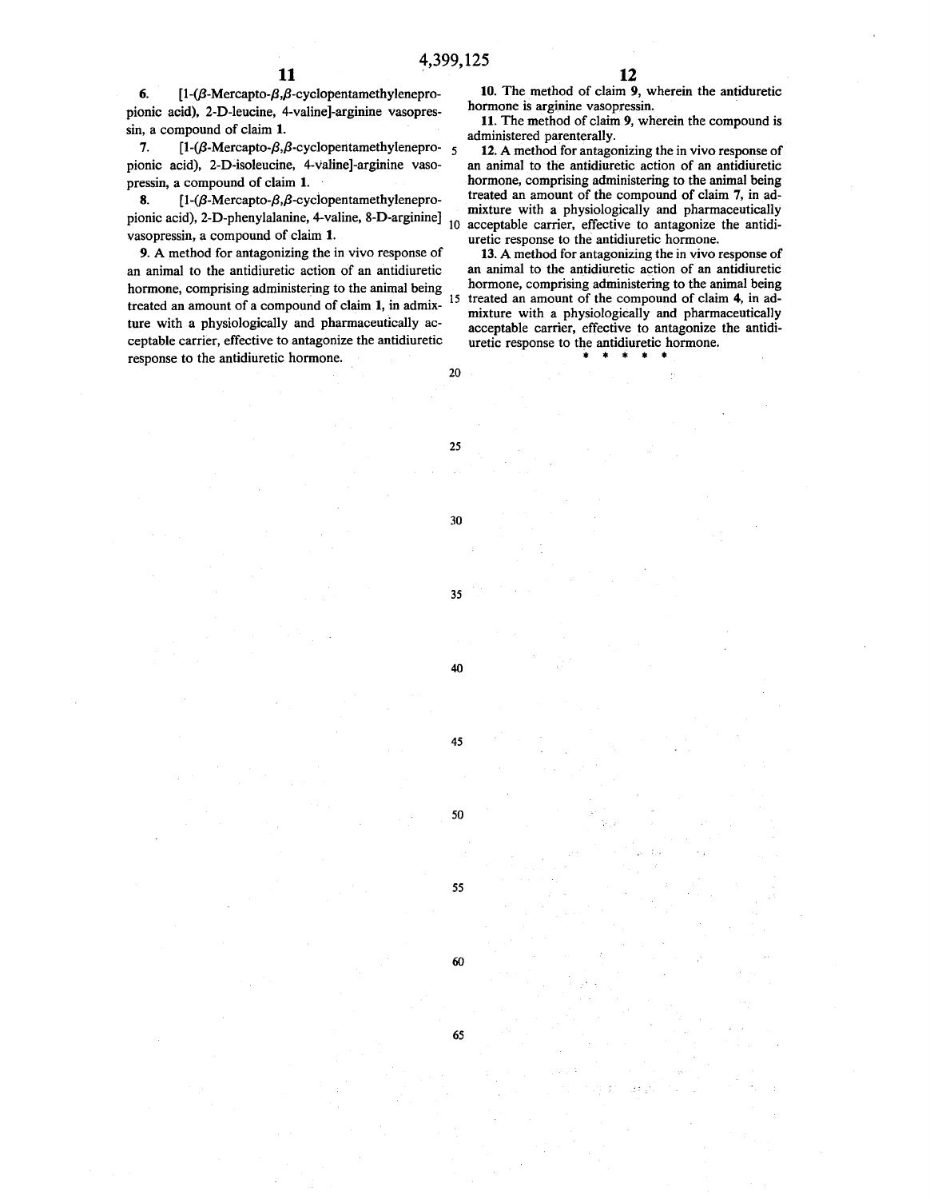6. [1-(β-Mercapto-β,β-cyclopentamethylenepropionic acid), 2-D-leucine, 4-valine]-arginine vasopressin, a compound of claim 1.

7. [1-(β-Mercapto-β,β-cyclopentamethylenepropionic acid), 2-D-isoleucine, 4-valine]-arginine vasopressin, a compound of claim 1.

8. [1-(β-Mercapto-β,β-cyclopentamethylenepropionic acid), 2-D-phenylalanine, 4-valine, 8-D-arginine] vasopressin, a compound of claim 1.

9. A method for antagonizing the in vivo response of an animal to the antidiuretic action of an antidiuretic hormone, comprising administering to the animal being treated an amount of a compound of claim 1, in admixture with a physiologically and pharmaceutically acceptable carrier, effective to antagonize the antidiuretic response to the antidiuretic hormone.

10. The method of claim 9, wherein the antidiuretic hormone is arginine vasopressin.

11. The method of claim 9, wherein the compound is administered parenterally.

12. A method for antagonizing the in vivo response of an animal to the antidiuretic action of an antidiuretic hormone, comprising administering to the animal being treated an amount of the compound of claim 7, in admixture with a physiologically and pharmaceutically acceptable carrier, effective to antagonize the antidiuretic response to the antidiuretic hormone.

13. A method for antagonizing the in vivo response of an animal to the antidiuretic action of an antidiuretic hormone, comprising administering to the animal being treated an amount of the compound of claim 4, in admixture with a physiologically and pharmaceutically acceptable carrier, effective to antagonize the antidiuretic response to the antidiuretic hormone.

* * * * *